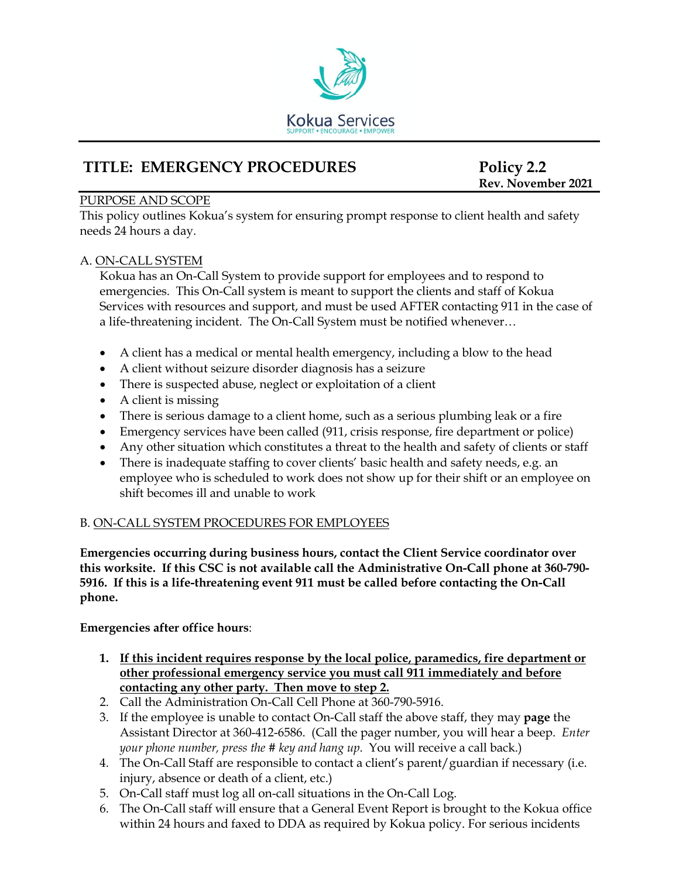Kokua Services
SUPPORT • ENCOURAGE • EMPOWER

# TITLE: EMERGENCY PROCEDURES

**Policy 2.2**
**Rev. November 2021**

## PURPOSE AND SCOPE

This policy outlines Kokua's system for ensuring prompt response to client health and safety needs 24 hours a day.

## A. ON-CALL SYSTEM

Kokua has an On-Call System to provide support for employees and to respond to emergencies. This On-Call system is meant to support the clients and staff of Kokua Services with resources and support, and must be used AFTER contacting 911 in the case of a life-threatening incident. The On-Call System must be notified whenever…

- A client has a medical or mental health emergency, including a blow to the head
- A client without seizure disorder diagnosis has a seizure
- There is suspected abuse, neglect or exploitation of a client
- A client is missing
- There is serious damage to a client home, such as a serious plumbing leak or a fire
- Emergency services have been called (911, crisis response, fire department or police)
- Any other situation which constitutes a threat to the health and safety of clients or staff
- There is inadequate staffing to cover clients' basic health and safety needs, e.g. an employee who is scheduled to work does not show up for their shift or an employee on shift becomes ill and unable to work

## B. ON-CALL SYSTEM PROCEDURES FOR EMPLOYEES

**Emergencies occurring during business hours, contact the Client Service coordinator over this worksite. If this CSC is not available call the Administrative On-Call phone at 360-790-5916. If this is a life-threatening event 911 must be called before contacting the On-Call phone.**

**Emergencies after office hours**:

1. **<u>If this incident requires response by the local police, paramedics, fire department or other professional emergency service you must call 911 immediately and before contacting any other party. Then move to step 2.</u>**
2. Call the Administration On-Call Cell Phone at 360-790-5916.
3. If the employee is unable to contact On-Call staff the above staff, they may **page** the Assistant Director at 360-412-6586. (Call the pager number, you will hear a beep. *Enter your phone number, press the # key and hang up*. You will receive a call back.)
4. The On-Call Staff are responsible to contact a client's parent/guardian if necessary (i.e. injury, absence or death of a client, etc.)
5. On-Call staff must log all on-call situations in the On-Call Log.
6. The On-Call staff will ensure that a General Event Report is brought to the Kokua office within 24 hours and faxed to DDA as required by Kokua policy. For serious incidents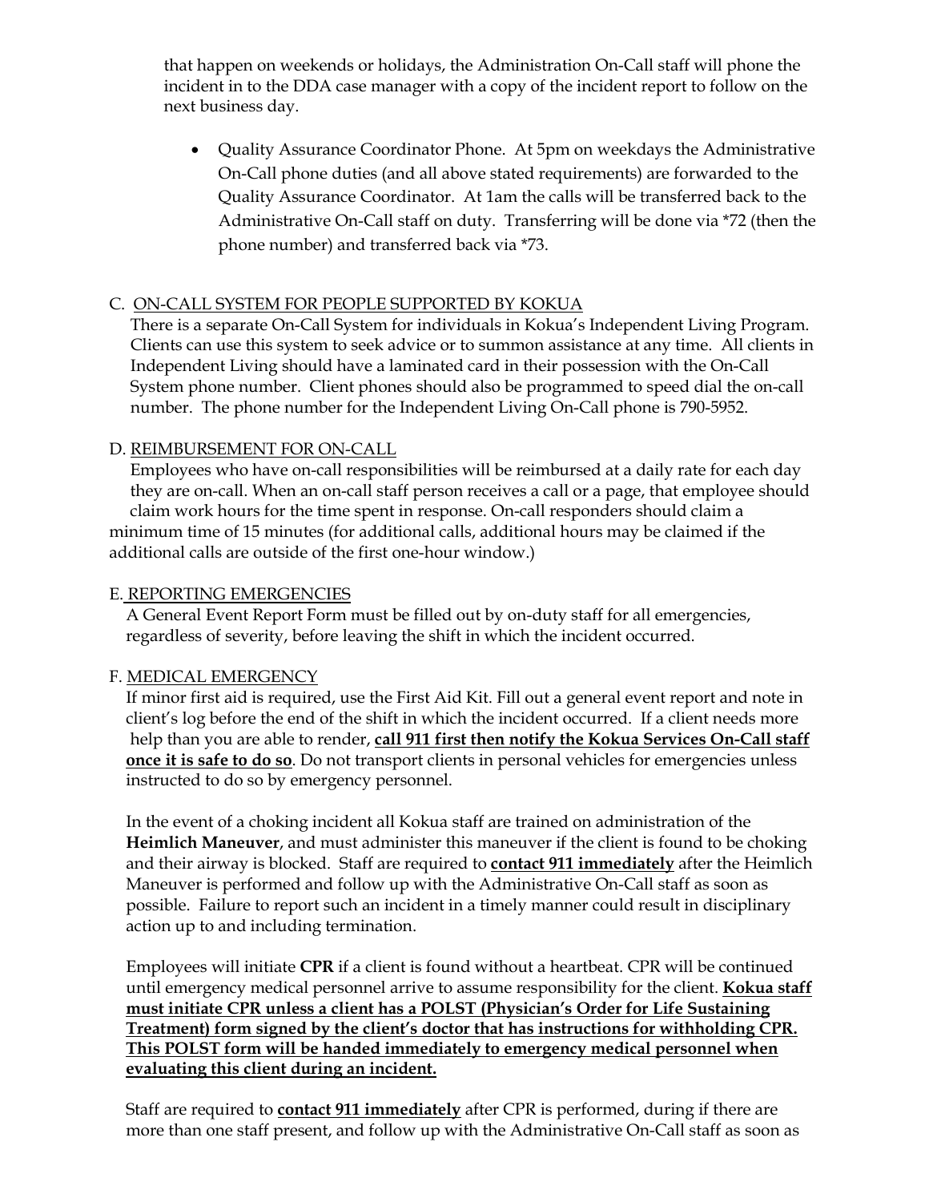that happen on weekends or holidays, the Administration On-Call staff will phone the incident in to the DDA case manager with a copy of the incident report to follow on the next business day.

- Quality Assurance Coordinator Phone. At 5pm on weekdays the Administrative On-Call phone duties (and all above stated requirements) are forwarded to the Quality Assurance Coordinator. At 1am the calls will be transferred back to the Administrative On-Call staff on duty. Transferring will be done via *72 (then the phone number) and transferred back via *73.

### C. ON-CALL SYSTEM FOR PEOPLE SUPPORTED BY KOKUA

There is a separate On-Call System for individuals in Kokua's Independent Living Program. Clients can use this system to seek advice or to summon assistance at any time. All clients in Independent Living should have a laminated card in their possession with the On-Call System phone number. Client phones should also be programmed to speed dial the on-call number. The phone number for the Independent Living On-Call phone is 790-5952.

### D. REIMBURSEMENT FOR ON-CALL

Employees who have on-call responsibilities will be reimbursed at a daily rate for each day they are on-call. When an on-call staff person receives a call or a page, that employee should claim work hours for the time spent in response. On-call responders should claim a minimum time of 15 minutes (for additional calls, additional hours may be claimed if the additional calls are outside of the first one-hour window.)

### E. REPORTING EMERGENCIES

A General Event Report Form must be filled out by on-duty staff for all emergencies, regardless of severity, before leaving the shift in which the incident occurred.

### F. MEDICAL EMERGENCY

If minor first aid is required, use the First Aid Kit. Fill out a general event report and note in client's log before the end of the shift in which the incident occurred. If a client needs more help than you are able to render, **call 911 first then notify the Kokua Services On-Call staff once it is safe to do so**. Do not transport clients in personal vehicles for emergencies unless instructed to do so by emergency personnel.

In the event of a choking incident all Kokua staff are trained on administration of the **Heimlich Maneuver**, and must administer this maneuver if the client is found to be choking and their airway is blocked. Staff are required to **contact 911 immediately** after the Heimlich Maneuver is performed and follow up with the Administrative On-Call staff as soon as possible. Failure to report such an incident in a timely manner could result in disciplinary action up to and including termination.

Employees will initiate **CPR** if a client is found without a heartbeat. CPR will be continued until emergency medical personnel arrive to assume responsibility for the client. **Kokua staff must initiate CPR unless a client has a POLST (Physician's Order for Life Sustaining Treatment) form signed by the client's doctor that has instructions for withholding CPR. This POLST form will be handed immediately to emergency medical personnel when evaluating this client during an incident.**

Staff are required to **contact 911 immediately** after CPR is performed, during if there are more than one staff present, and follow up with the Administrative On-Call staff as soon as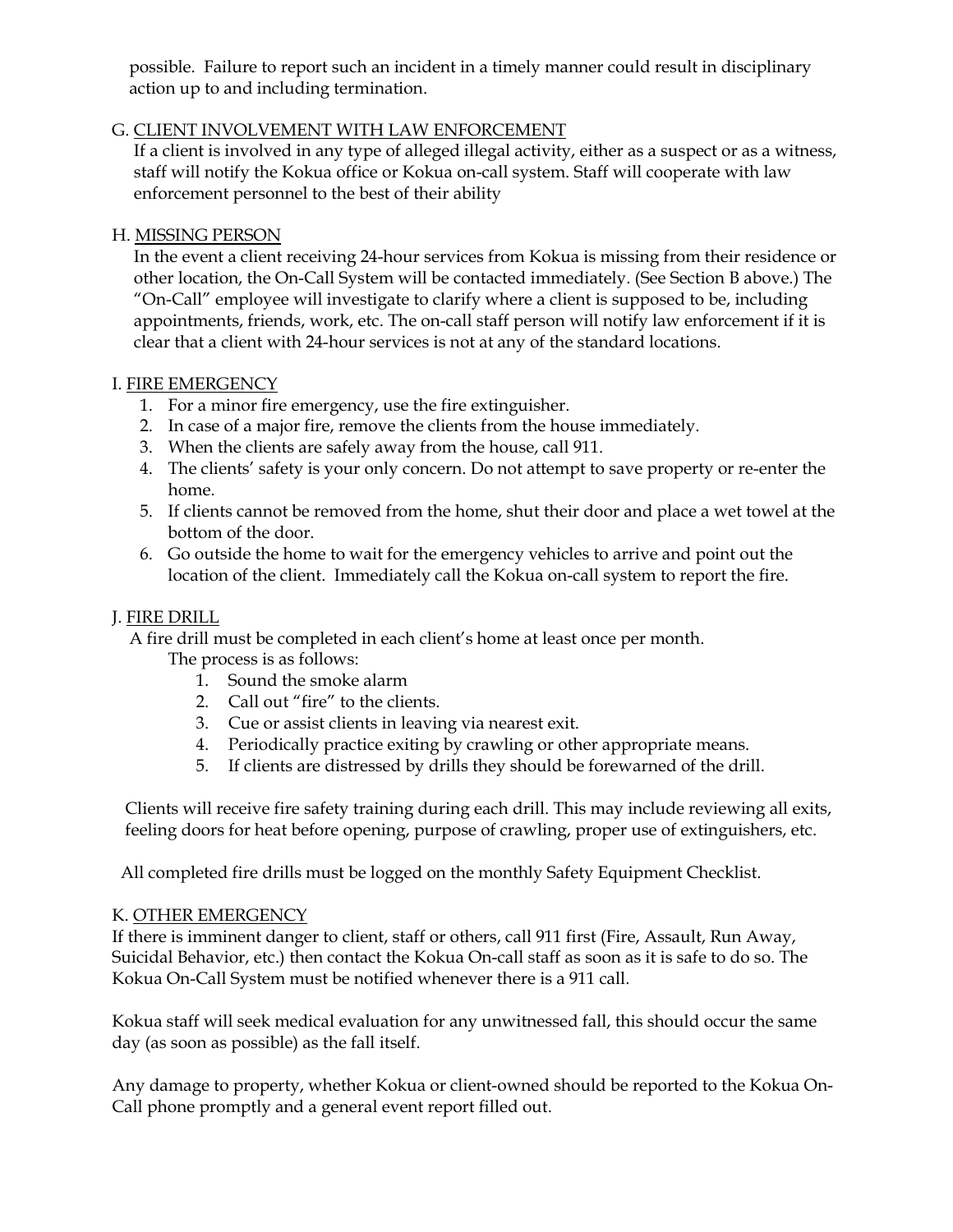possible. Failure to report such an incident in a timely manner could result in disciplinary action up to and including termination.

G. CLIENT INVOLVEMENT WITH LAW ENFORCEMENT

If a client is involved in any type of alleged illegal activity, either as a suspect or as a witness, staff will notify the Kokua office or Kokua on-call system. Staff will cooperate with law enforcement personnel to the best of their ability

H. MISSING PERSON

In the event a client receiving 24-hour services from Kokua is missing from their residence or other location, the On-Call System will be contacted immediately. (See Section B above.) The "On-Call" employee will investigate to clarify where a client is supposed to be, including appointments, friends, work, etc. The on-call staff person will notify law enforcement if it is clear that a client with 24-hour services is not at any of the standard locations.

I. FIRE EMERGENCY

1. For a minor fire emergency, use the fire extinguisher.
2. In case of a major fire, remove the clients from the house immediately.
3. When the clients are safely away from the house, call 911.
4. The clients' safety is your only concern. Do not attempt to save property or re-enter the home.
5. If clients cannot be removed from the home, shut their door and place a wet towel at the bottom of the door.
6. Go outside the home to wait for the emergency vehicles to arrive and point out the location of the client. Immediately call the Kokua on-call system to report the fire.

J. FIRE DRILL

A fire drill must be completed in each client's home at least once per month.

The process is as follows:

1. Sound the smoke alarm
2. Call out "fire" to the clients.
3. Cue or assist clients in leaving via nearest exit.
4. Periodically practice exiting by crawling or other appropriate means.
5. If clients are distressed by drills they should be forewarned of the drill.

Clients will receive fire safety training during each drill. This may include reviewing all exits, feeling doors for heat before opening, purpose of crawling, proper use of extinguishers, etc.

All completed fire drills must be logged on the monthly Safety Equipment Checklist.

K. OTHER EMERGENCY

If there is imminent danger to client, staff or others, call 911 first (Fire, Assault, Run Away, Suicidal Behavior, etc.) then contact the Kokua On-call staff as soon as it is safe to do so. The Kokua On-Call System must be notified whenever there is a 911 call.

Kokua staff will seek medical evaluation for any unwitnessed fall, this should occur the same day (as soon as possible) as the fall itself.

Any damage to property, whether Kokua or client-owned should be reported to the Kokua On-Call phone promptly and a general event report filled out.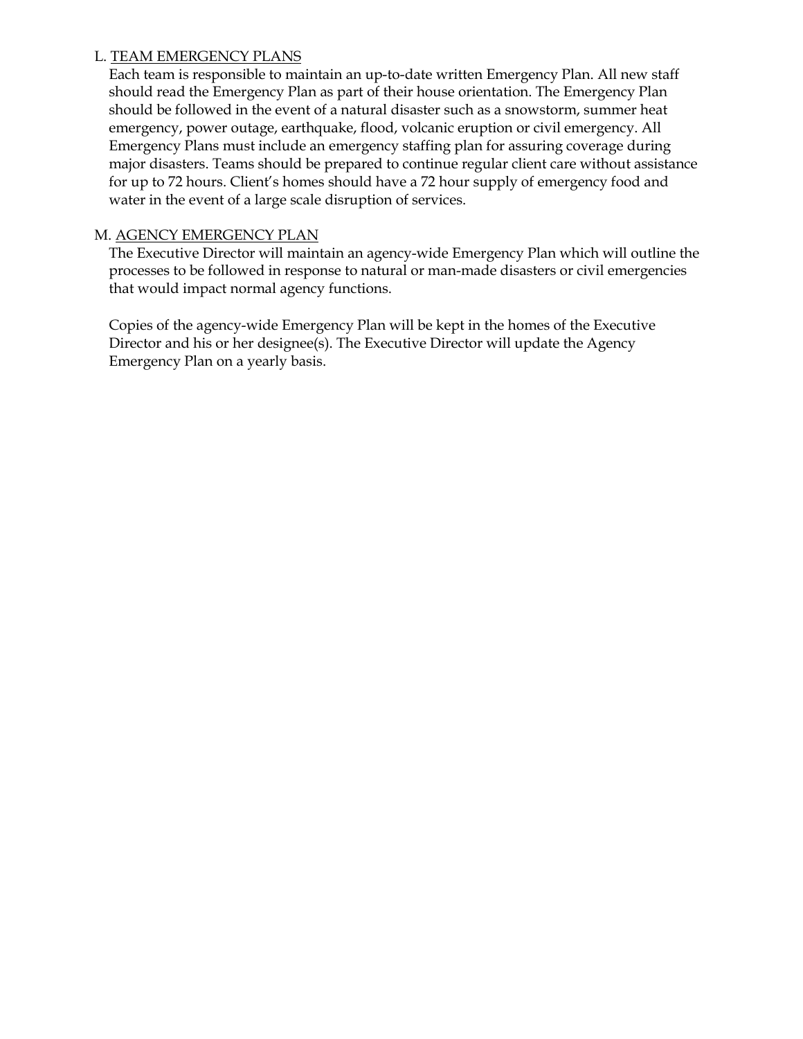L. <u>TEAM EMERGENCY PLANS</u>

Each team is responsible to maintain an up-to-date written Emergency Plan. All new staff should read the Emergency Plan as part of their house orientation. The Emergency Plan should be followed in the event of a natural disaster such as a snowstorm, summer heat emergency, power outage, earthquake, flood, volcanic eruption or civil emergency. All Emergency Plans must include an emergency staffing plan for assuring coverage during major disasters. Teams should be prepared to continue regular client care without assistance for up to 72 hours. Client's homes should have a 72 hour supply of emergency food and water in the event of a large scale disruption of services.

M. <u>AGENCY EMERGENCY PLAN</u>

The Executive Director will maintain an agency-wide Emergency Plan which will outline the processes to be followed in response to natural or man-made disasters or civil emergencies that would impact normal agency functions.

Copies of the agency-wide Emergency Plan will be kept in the homes of the Executive Director and his or her designee(s). The Executive Director will update the Agency Emergency Plan on a yearly basis.